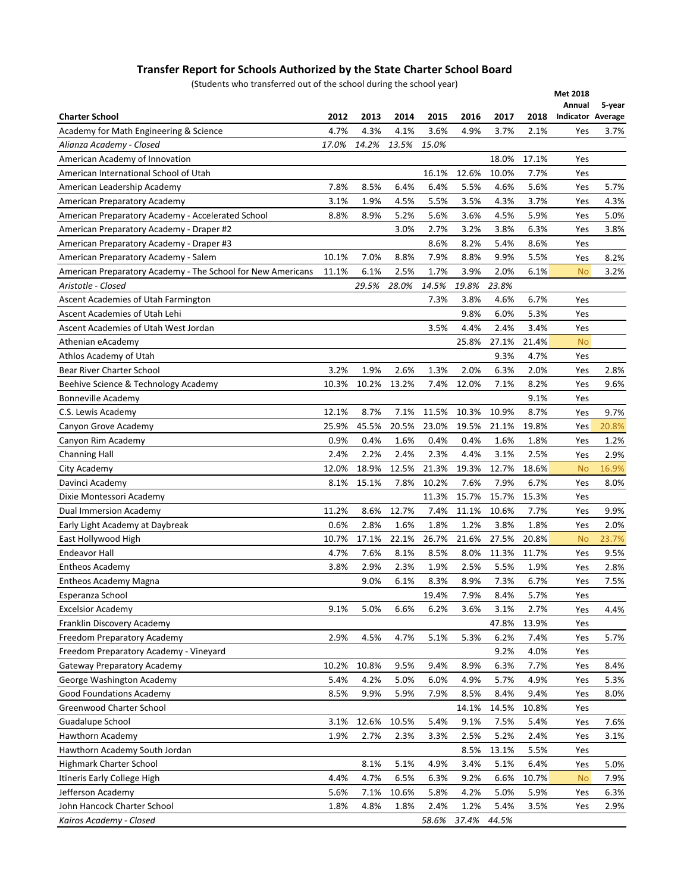## Transfer Report for Schools Authorized by the State Charter School Board

(Students who transferred out of the school during the school year)

| Charter School | 2012 | 2013 | 2014 | 2015 | 2016 | 2017 | 2018 | Met 2018 Annual Indicator | 5-year Average |
|---|---|---|---|---|---|---|---|---|---|
| Academy for Math Engineering & Science | 4.7% | 4.3% | 4.1% | 3.6% | 4.9% | 3.7% | 2.1% | Yes | 3.7% |
| *Alianza Academy - Closed* | *17.0%* | *14.2%* | *13.5%* | *15.0%* | | | | | |
| American Academy of Innovation | | | | | | 18.0% | 17.1% | Yes | |
| American International School of Utah | | | | 16.1% | 12.6% | 10.0% | 7.7% | Yes | |
| American Leadership Academy | 7.8% | 8.5% | 6.4% | 6.4% | 5.5% | 4.6% | 5.6% | Yes | 5.7% |
| American Preparatory Academy | 3.1% | 1.9% | 4.5% | 5.5% | 3.5% | 4.3% | 3.7% | Yes | 4.3% |
| American Preparatory Academy - Accelerated School | 8.8% | 8.9% | 5.2% | 5.6% | 3.6% | 4.5% | 5.9% | Yes | 5.0% |
| American Preparatory Academy - Draper #2 | | | 3.0% | 2.7% | 3.2% | 3.8% | 6.3% | Yes | 3.8% |
| American Preparatory Academy - Draper #3 | | | | 8.6% | 8.2% | 5.4% | 8.6% | Yes | |
| American Preparatory Academy - Salem | 10.1% | 7.0% | 8.8% | 7.9% | 8.8% | 9.9% | 5.5% | Yes | 8.2% |
| American Preparatory Academy - The School for New Americans | 11.1% | 6.1% | 2.5% | 1.7% | 3.9% | 2.0% | 6.1% | No | 3.2% |
| *Aristotle - Closed* | | *29.5%* | *28.0%* | *14.5%* | *19.8%* | *23.8%* | | | |
| Ascent Academies of Utah Farmington | | | | 7.3% | 3.8% | 4.6% | 6.7% | Yes | |
| Ascent Academies of Utah Lehi | | | | | 9.8% | 6.0% | 5.3% | Yes | |
| Ascent Academies of Utah West Jordan | | | | 3.5% | 4.4% | 2.4% | 3.4% | Yes | |
| Athenian eAcademy | | | | | 25.8% | 27.1% | 21.4% | No | |
| Athlos Academy of Utah | | | | | | 9.3% | 4.7% | Yes | |
| Bear River Charter School | 3.2% | 1.9% | 2.6% | 1.3% | 2.0% | 6.3% | 2.0% | Yes | 2.8% |
| Beehive Science & Technology Academy | 10.3% | 10.2% | 13.2% | 7.4% | 12.0% | 7.1% | 8.2% | Yes | 9.6% |
| Bonneville Academy | | | | | | | 9.1% | Yes | |
| C.S. Lewis Academy | 12.1% | 8.7% | 7.1% | 11.5% | 10.3% | 10.9% | 8.7% | Yes | 9.7% |
| Canyon Grove Academy | 25.9% | 45.5% | 20.5% | 23.0% | 19.5% | 21.1% | 19.8% | Yes | 20.8% |
| Canyon Rim Academy | 0.9% | 0.4% | 1.6% | 0.4% | 0.4% | 1.6% | 1.8% | Yes | 1.2% |
| Channing Hall | 2.4% | 2.2% | 2.4% | 2.3% | 4.4% | 3.1% | 2.5% | Yes | 2.9% |
| City Academy | 12.0% | 18.9% | 12.5% | 21.3% | 19.3% | 12.7% | 18.6% | No | 16.9% |
| Davinci Academy | 8.1% | 15.1% | 7.8% | 10.2% | 7.6% | 7.9% | 6.7% | Yes | 8.0% |
| Dixie Montessori Academy | | | | 11.3% | 15.7% | 15.7% | 15.3% | Yes | |
| Dual Immersion Academy | 11.2% | 8.6% | 12.7% | 7.4% | 11.1% | 10.6% | 7.7% | Yes | 9.9% |
| Early Light Academy at Daybreak | 0.6% | 2.8% | 1.6% | 1.8% | 1.2% | 3.8% | 1.8% | Yes | 2.0% |
| East Hollywood High | 10.7% | 17.1% | 22.1% | 26.7% | 21.6% | 27.5% | 20.8% | No | 23.7% |
| Endeavor Hall | 4.7% | 7.6% | 8.1% | 8.5% | 8.0% | 11.3% | 11.7% | Yes | 9.5% |
| Entheos Academy | 3.8% | 2.9% | 2.3% | 1.9% | 2.5% | 5.5% | 1.9% | Yes | 2.8% |
| Entheos Academy Magna | | 9.0% | 6.1% | 8.3% | 8.9% | 7.3% | 6.7% | Yes | 7.5% |
| Esperanza School | | | | 19.4% | 7.9% | 8.4% | 5.7% | Yes | |
| Excelsior Academy | 9.1% | 5.0% | 6.6% | 6.2% | 3.6% | 3.1% | 2.7% | Yes | 4.4% |
| Franklin Discovery Academy | | | | | | 47.8% | 13.9% | Yes | |
| Freedom Preparatory Academy | 2.9% | 4.5% | 4.7% | 5.1% | 5.3% | 6.2% | 7.4% | Yes | 5.7% |
| Freedom Preparatory Academy - Vineyard | | | | | | 9.2% | 4.0% | Yes | |
| Gateway Preparatory Academy | 10.2% | 10.8% | 9.5% | 9.4% | 8.9% | 6.3% | 7.7% | Yes | 8.4% |
| George Washington Academy | 5.4% | 4.2% | 5.0% | 6.0% | 4.9% | 5.7% | 4.9% | Yes | 5.3% |
| Good Foundations Academy | 8.5% | 9.9% | 5.9% | 7.9% | 8.5% | 8.4% | 9.4% | Yes | 8.0% |
| Greenwood Charter School | | | | | 14.1% | 14.5% | 10.8% | Yes | |
| Guadalupe School | 3.1% | 12.6% | 10.5% | 5.4% | 9.1% | 7.5% | 5.4% | Yes | 7.6% |
| Hawthorn Academy | 1.9% | 2.7% | 2.3% | 3.3% | 2.5% | 5.2% | 2.4% | Yes | 3.1% |
| Hawthorn Academy South Jordan | | | | | 8.5% | 13.1% | 5.5% | Yes | |
| Highmark Charter School | | 8.1% | 5.1% | 4.9% | 3.4% | 5.1% | 6.4% | Yes | 5.0% |
| Itineris Early College High | 4.4% | 4.7% | 6.5% | 6.3% | 9.2% | 6.6% | 10.7% | No | 7.9% |
| Jefferson Academy | 5.6% | 7.1% | 10.6% | 5.8% | 4.2% | 5.0% | 5.9% | Yes | 6.3% |
| John Hancock Charter School | 1.8% | 4.8% | 1.8% | 2.4% | 1.2% | 5.4% | 3.5% | Yes | 2.9% |
| *Kairos Academy - Closed* | | | | *58.6%* | *37.4%* | *44.5%* | | | |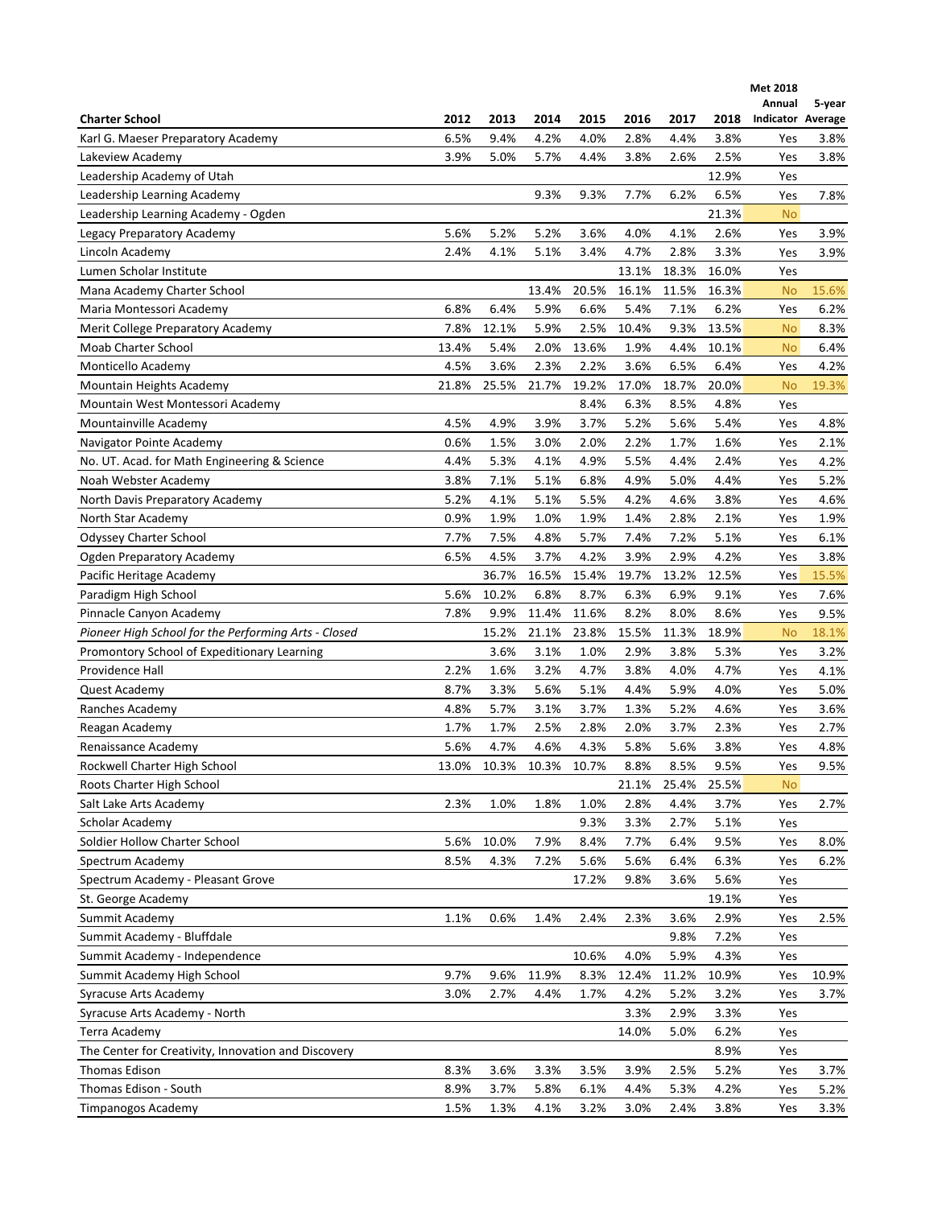| Charter School | 2012 | 2013 | 2014 | 2015 | 2016 | 2017 | 2018 | Met 2018 Annual Indicator | 5-year Average |
|---|---|---|---|---|---|---|---|---|---|
| Karl G. Maeser Preparatory Academy | 6.5% | 9.4% | 4.2% | 4.0% | 2.8% | 4.4% | 3.8% | Yes | 3.8% |
| Lakeview Academy | 3.9% | 5.0% | 5.7% | 4.4% | 3.8% | 2.6% | 2.5% | Yes | 3.8% |
| Leadership Academy of Utah | | | | | | | 12.9% | Yes | |
| Leadership Learning Academy | | | 9.3% | 9.3% | 7.7% | 6.2% | 6.5% | Yes | 7.8% |
| Leadership Learning Academy - Ogden | | | | | | | 21.3% | No | |
| Legacy Preparatory Academy | 5.6% | 5.2% | 5.2% | 3.6% | 4.0% | 4.1% | 2.6% | Yes | 3.9% |
| Lincoln Academy | 2.4% | 4.1% | 5.1% | 3.4% | 4.7% | 2.8% | 3.3% | Yes | 3.9% |
| Lumen Scholar Institute | | | | | 13.1% | 18.3% | 16.0% | Yes | |
| Mana Academy Charter School | | | 13.4% | 20.5% | 16.1% | 11.5% | 16.3% | No | 15.6% |
| Maria Montessori Academy | 6.8% | 6.4% | 5.9% | 6.6% | 5.4% | 7.1% | 6.2% | Yes | 6.2% |
| Merit College Preparatory Academy | 7.8% | 12.1% | 5.9% | 2.5% | 10.4% | 9.3% | 13.5% | No | 8.3% |
| Moab Charter School | 13.4% | 5.4% | 2.0% | 13.6% | 1.9% | 4.4% | 10.1% | No | 6.4% |
| Monticello Academy | 4.5% | 3.6% | 2.3% | 2.2% | 3.6% | 6.5% | 6.4% | Yes | 4.2% |
| Mountain Heights Academy | 21.8% | 25.5% | 21.7% | 19.2% | 17.0% | 18.7% | 20.0% | No | 19.3% |
| Mountain West Montessori Academy | | | | 8.4% | 6.3% | 8.5% | 4.8% | Yes | |
| Mountainville Academy | 4.5% | 4.9% | 3.9% | 3.7% | 5.2% | 5.6% | 5.4% | Yes | 4.8% |
| Navigator Pointe Academy | 0.6% | 1.5% | 3.0% | 2.0% | 2.2% | 1.7% | 1.6% | Yes | 2.1% |
| No. UT. Acad. for Math Engineering & Science | 4.4% | 5.3% | 4.1% | 4.9% | 5.5% | 4.4% | 2.4% | Yes | 4.2% |
| Noah Webster Academy | 3.8% | 7.1% | 5.1% | 6.8% | 4.9% | 5.0% | 4.4% | Yes | 5.2% |
| North Davis Preparatory Academy | 5.2% | 4.1% | 5.1% | 5.5% | 4.2% | 4.6% | 3.8% | Yes | 4.6% |
| North Star Academy | 0.9% | 1.9% | 1.0% | 1.9% | 1.4% | 2.8% | 2.1% | Yes | 1.9% |
| Odyssey Charter School | 7.7% | 7.5% | 4.8% | 5.7% | 7.4% | 7.2% | 5.1% | Yes | 6.1% |
| Ogden Preparatory Academy | 6.5% | 4.5% | 3.7% | 4.2% | 3.9% | 2.9% | 4.2% | Yes | 3.8% |
| Pacific Heritage Academy | | 36.7% | 16.5% | 15.4% | 19.7% | 13.2% | 12.5% | Yes | 15.5% |
| Paradigm High School | 5.6% | 10.2% | 6.8% | 8.7% | 6.3% | 6.9% | 9.1% | Yes | 7.6% |
| Pinnacle Canyon Academy | 7.8% | 9.9% | 11.4% | 11.6% | 8.2% | 8.0% | 8.6% | Yes | 9.5% |
| *Pioneer High School for the Performing Arts - Closed* | | 15.2% | 21.1% | 23.8% | 15.5% | 11.3% | 18.9% | No | 18.1% |
| Promontory School of Expeditionary Learning | | 3.6% | 3.1% | 1.0% | 2.9% | 3.8% | 5.3% | Yes | 3.2% |
| Providence Hall | 2.2% | 1.6% | 3.2% | 4.7% | 3.8% | 4.0% | 4.7% | Yes | 4.1% |
| Quest Academy | 8.7% | 3.3% | 5.6% | 5.1% | 4.4% | 5.9% | 4.0% | Yes | 5.0% |
| Ranches Academy | 4.8% | 5.7% | 3.1% | 3.7% | 1.3% | 5.2% | 4.6% | Yes | 3.6% |
| Reagan Academy | 1.7% | 1.7% | 2.5% | 2.8% | 2.0% | 3.7% | 2.3% | Yes | 2.7% |
| Renaissance Academy | 5.6% | 4.7% | 4.6% | 4.3% | 5.8% | 5.6% | 3.8% | Yes | 4.8% |
| Rockwell Charter High School | 13.0% | 10.3% | 10.3% | 10.7% | 8.8% | 8.5% | 9.5% | Yes | 9.5% |
| Roots Charter High School | | | | | 21.1% | 25.4% | 25.5% | No | |
| Salt Lake Arts Academy | 2.3% | 1.0% | 1.8% | 1.0% | 2.8% | 4.4% | 3.7% | Yes | 2.7% |
| Scholar Academy | | | | 9.3% | 3.3% | 2.7% | 5.1% | Yes | |
| Soldier Hollow Charter School | 5.6% | 10.0% | 7.9% | 8.4% | 7.7% | 6.4% | 9.5% | Yes | 8.0% |
| Spectrum Academy | 8.5% | 4.3% | 7.2% | 5.6% | 5.6% | 6.4% | 6.3% | Yes | 6.2% |
| Spectrum Academy - Pleasant Grove | | | | 17.2% | 9.8% | 3.6% | 5.6% | Yes | |
| St. George Academy | | | | | | | 19.1% | Yes | |
| Summit Academy | 1.1% | 0.6% | 1.4% | 2.4% | 2.3% | 3.6% | 2.9% | Yes | 2.5% |
| Summit Academy - Bluffdale | | | | | | 9.8% | 7.2% | Yes | |
| Summit Academy - Independence | | | | 10.6% | 4.0% | 5.9% | 4.3% | Yes | |
| Summit Academy High School | 9.7% | 9.6% | 11.9% | 8.3% | 12.4% | 11.2% | 10.9% | Yes | 10.9% |
| Syracuse Arts Academy | 3.0% | 2.7% | 4.4% | 1.7% | 4.2% | 5.2% | 3.2% | Yes | 3.7% |
| Syracuse Arts Academy - North | | | | | 3.3% | 2.9% | 3.3% | Yes | |
| Terra Academy | | | | | 14.0% | 5.0% | 6.2% | Yes | |
| The Center for Creativity, Innovation and Discovery | | | | | | | 8.9% | Yes | |
| Thomas Edison | 8.3% | 3.6% | 3.3% | 3.5% | 3.9% | 2.5% | 5.2% | Yes | 3.7% |
| Thomas Edison - South | 8.9% | 3.7% | 5.8% | 6.1% | 4.4% | 5.3% | 4.2% | Yes | 5.2% |
| Timpanogos Academy | 1.5% | 1.3% | 4.1% | 3.2% | 3.0% | 2.4% | 3.8% | Yes | 3.3% |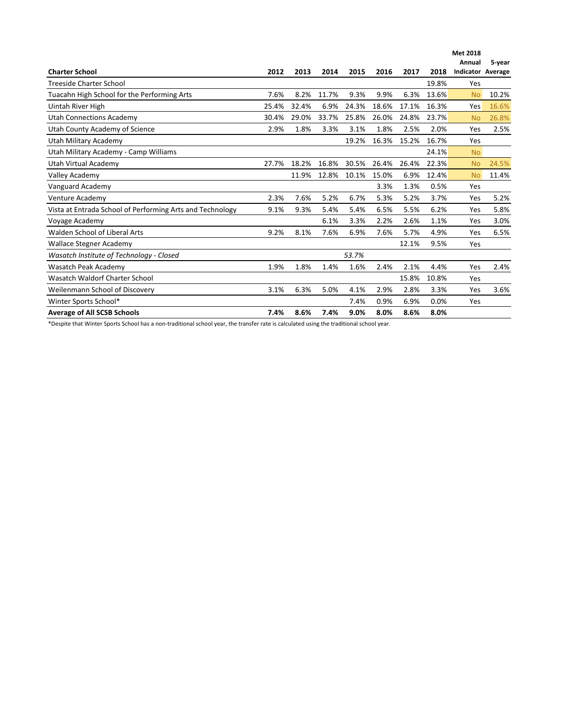| Charter School | 2012 | 2013 | 2014 | 2015 | 2016 | 2017 | 2018 | Met 2018 Annual Indicator | 5-year Average |
|---|---|---|---|---|---|---|---|---|---|
| Treeside Charter School | | | | | | | 19.8% | Yes | |
| Tuacahn High School for the Performing Arts | 7.6% | 8.2% | 11.7% | 9.3% | 9.9% | 6.3% | 13.6% | No | 10.2% |
| Uintah River High | 25.4% | 32.4% | 6.9% | 24.3% | 18.6% | 17.1% | 16.3% | Yes | 16.6% |
| Utah Connections Academy | 30.4% | 29.0% | 33.7% | 25.8% | 26.0% | 24.8% | 23.7% | No | 26.8% |
| Utah County Academy of Science | 2.9% | 1.8% | 3.3% | 3.1% | 1.8% | 2.5% | 2.0% | Yes | 2.5% |
| Utah Military Academy | | | | 19.2% | 16.3% | 15.2% | 16.7% | Yes | |
| Utah Military Academy - Camp Williams | | | | | | | 24.1% | No | |
| Utah Virtual Academy | 27.7% | 18.2% | 16.8% | 30.5% | 26.4% | 26.4% | 22.3% | No | 24.5% |
| Valley Academy | | 11.9% | 12.8% | 10.1% | 15.0% | 6.9% | 12.4% | No | 11.4% |
| Vanguard Academy | | | | | 3.3% | 1.3% | 0.5% | Yes | |
| Venture Academy | 2.3% | 7.6% | 5.2% | 6.7% | 5.3% | 5.2% | 3.7% | Yes | 5.2% |
| Vista at Entrada School of Performing Arts and Technology | 9.1% | 9.3% | 5.4% | 5.4% | 6.5% | 5.5% | 6.2% | Yes | 5.8% |
| Voyage Academy | | | 6.1% | 3.3% | 2.2% | 2.6% | 1.1% | Yes | 3.0% |
| Walden School of Liberal Arts | 9.2% | 8.1% | 7.6% | 6.9% | 7.6% | 5.7% | 4.9% | Yes | 6.5% |
| Wallace Stegner Academy | | | | | | 12.1% | 9.5% | Yes | |
| *Wasatch Institute of Technology - Closed* | | | | *53.7%* | | | | | |
| Wasatch Peak Academy | 1.9% | 1.8% | 1.4% | 1.6% | 2.4% | 2.1% | 4.4% | Yes | 2.4% |
| Wasatch Waldorf Charter School | | | | | | 15.8% | 10.8% | Yes | |
| Weilenmann School of Discovery | 3.1% | 6.3% | 5.0% | 4.1% | 2.9% | 2.8% | 3.3% | Yes | 3.6% |
| Winter Sports School* | | | | 7.4% | 0.9% | 6.9% | 0.0% | Yes | |
| **Average of All SCSB Schools** | **7.4%** | **8.6%** | **7.4%** | **9.0%** | **8.0%** | **8.6%** | **8.0%** | | |

*Despite that Winter Sports School has a non-traditional school year, the transfer rate is calculated using the traditional school year.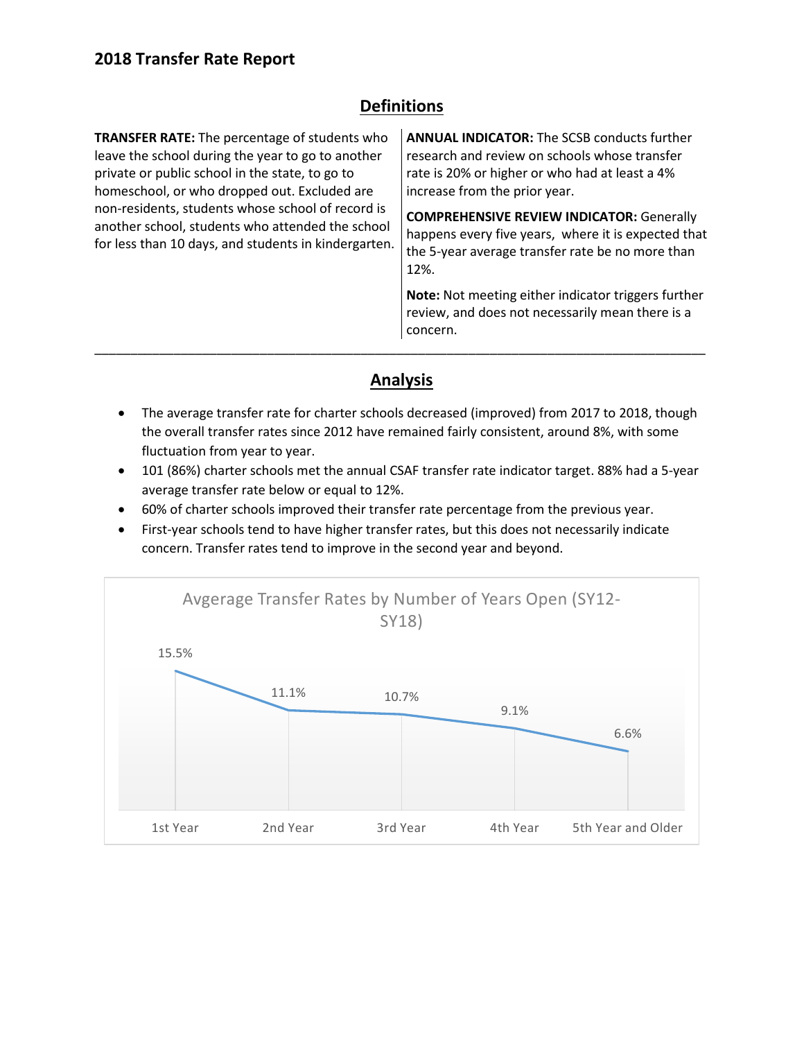# 2018 Transfer Rate Report

## Definitions

**TRANSFER RATE:** The percentage of students who leave the school during the year to go to another private or public school in the state, to go to homeschool, or who dropped out. Excluded are non-residents, students whose school of record is another school, students who attended the school for less than 10 days, and students in kindergarten.

**ANNUAL INDICATOR:** The SCSB conducts further research and review on schools whose transfer rate is 20% or higher or who had at least a 4% increase from the prior year.

**COMPREHENSIVE REVIEW INDICATOR:** Generally happens every five years, where it is expected that the 5-year average transfer rate be no more than 12%.

**Note:** Not meeting either indicator triggers further review, and does not necessarily mean there is a concern.

---

## Analysis

- The average transfer rate for charter schools decreased (improved) from 2017 to 2018, though the overall transfer rates since 2012 have remained fairly consistent, around 8%, with some fluctuation from year to year.
- 101 (86%) charter schools met the annual CSAF transfer rate indicator target. 88% had a 5-year average transfer rate below or equal to 12%.
- 60% of charter schools improved their transfer rate percentage from the previous year.
- First-year schools tend to have higher transfer rates, but this does not necessarily indicate concern. Transfer rates tend to improve in the second year and beyond.

**Avgerage Transfer Rates by Number of Years Open (SY12-SY18)**

| Years Open | Average Transfer Rate |
|---|---|
| 1st Year | 15.5% |
| 2nd Year | 11.1% |
| 3rd Year | 10.7% |
| 4th Year | 9.1% |
| 5th Year and Older | 6.6% |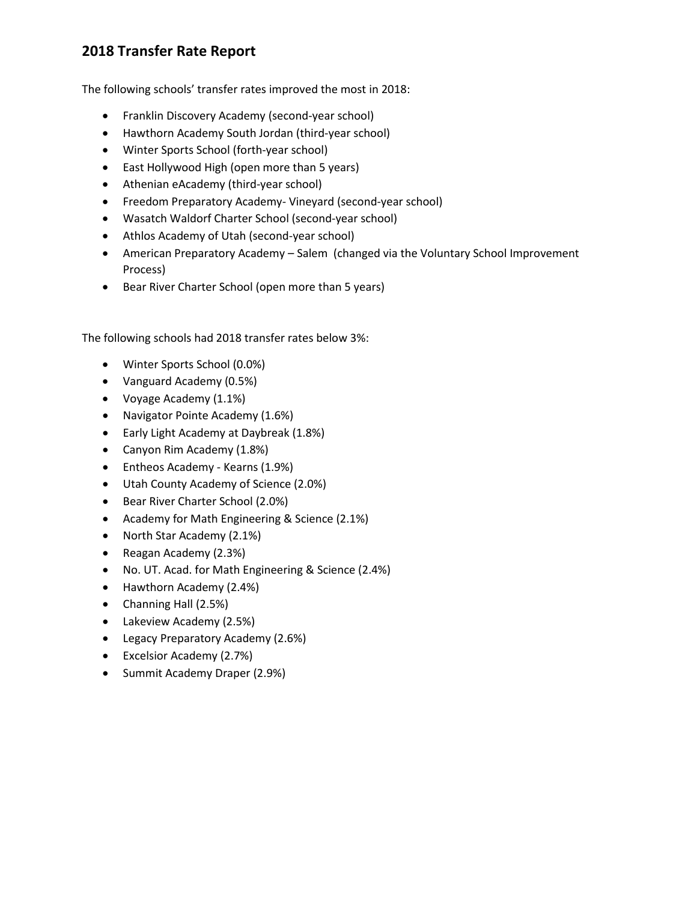## 2018 Transfer Rate Report

The following schools' transfer rates improved the most in 2018:

- Franklin Discovery Academy (second-year school)
- Hawthorn Academy South Jordan (third-year school)
- Winter Sports School (forth-year school)
- East Hollywood High (open more than 5 years)
- Athenian eAcademy (third-year school)
- Freedom Preparatory Academy- Vineyard (second-year school)
- Wasatch Waldorf Charter School (second-year school)
- Athlos Academy of Utah (second-year school)
- American Preparatory Academy – Salem (changed via the Voluntary School Improvement Process)
- Bear River Charter School (open more than 5 years)

The following schools had 2018 transfer rates below 3%:

- Winter Sports School (0.0%)
- Vanguard Academy (0.5%)
- Voyage Academy (1.1%)
- Navigator Pointe Academy (1.6%)
- Early Light Academy at Daybreak (1.8%)
- Canyon Rim Academy (1.8%)
- Entheos Academy - Kearns (1.9%)
- Utah County Academy of Science (2.0%)
- Bear River Charter School (2.0%)
- Academy for Math Engineering & Science (2.1%)
- North Star Academy (2.1%)
- Reagan Academy (2.3%)
- No. UT. Acad. for Math Engineering & Science (2.4%)
- Hawthorn Academy (2.4%)
- Channing Hall (2.5%)
- Lakeview Academy (2.5%)
- Legacy Preparatory Academy (2.6%)
- Excelsior Academy (2.7%)
- Summit Academy Draper (2.9%)